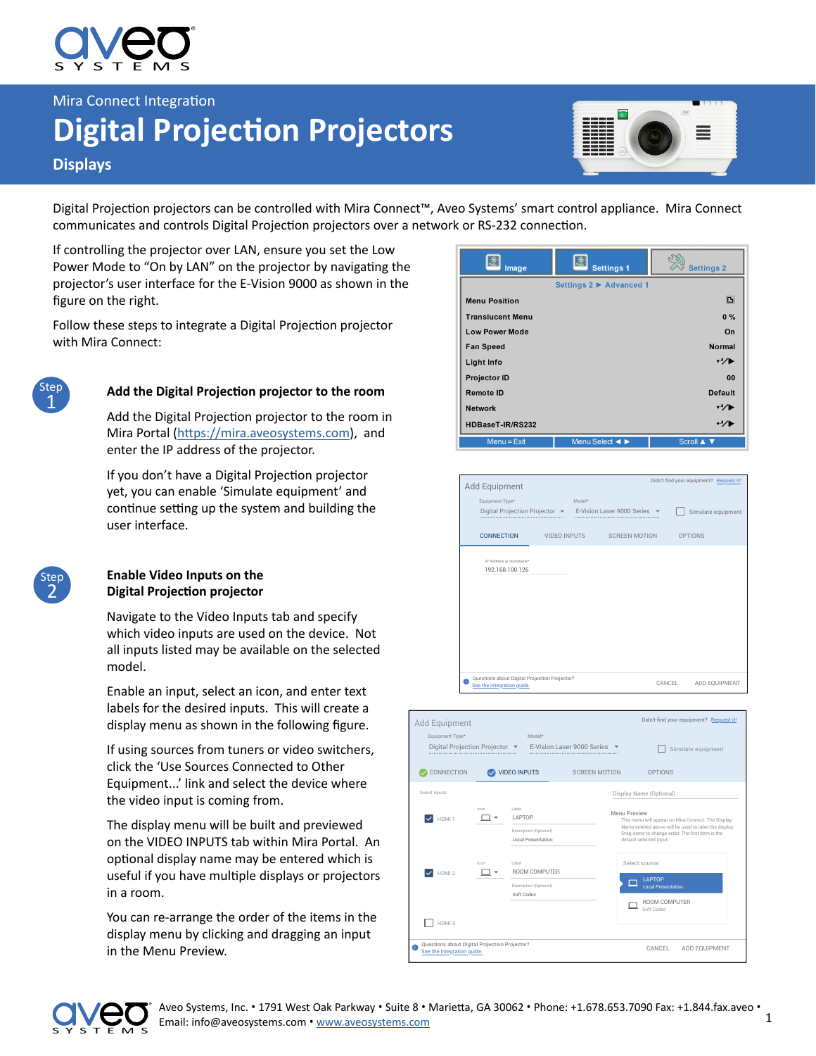Mira Connect Integration

# Digital Projection Projectors

## Displays

Digital Projection projectors can be controlled with Mira Connect™, Aveo Systems' smart control appliance. Mira Connect communicates and controls Digital Projection projectors over a network or RS-232 connection.

If controlling the projector over LAN, ensure you set the Low Power Mode to "On by LAN" on the projector by navigating the projector's user interface for the E-Vision 9000 as shown in the figure on the right.

Follow these steps to integrate a Digital Projection projector with Mira Connect:

### Step 1 — Add the Digital Projection projector to the room

Add the Digital Projection projector to the room in Mira Portal (https://mira.aveosystems.com), and enter the IP address of the projector.

If you don't have a Digital Projection projector yet, you can enable 'Simulate equipment' and continue setting up the system and building the user interface.

### Step 2 — Enable Video Inputs on the Digital Projection projector

Navigate to the Video Inputs tab and specify which video inputs are used on the device. Not all inputs listed may be available on the selected model.

Enable an input, select an icon, and enter text labels for the desired inputs. This will create a display menu as shown in the following figure.

If using sources from tuners or video switchers, click the 'Use Sources Connected to Other Equipment...' link and select the device where the video input is coming from.

The display menu will be built and previewed on the VIDEO INPUTS tab within Mira Portal. An optional display name may be entered which is useful if you have multiple displays or projectors in a room.

You can re-arrange the order of the items in the display menu by clicking and dragging an input in the Menu Preview.

Aveo Systems, Inc. • 1791 West Oak Parkway • Suite 8 • Marietta, GA 30062 • Phone: +1.678.653.7090 Fax: +1.844.fax.aveo • Email: info@aveosystems.com • www.aveosystems.com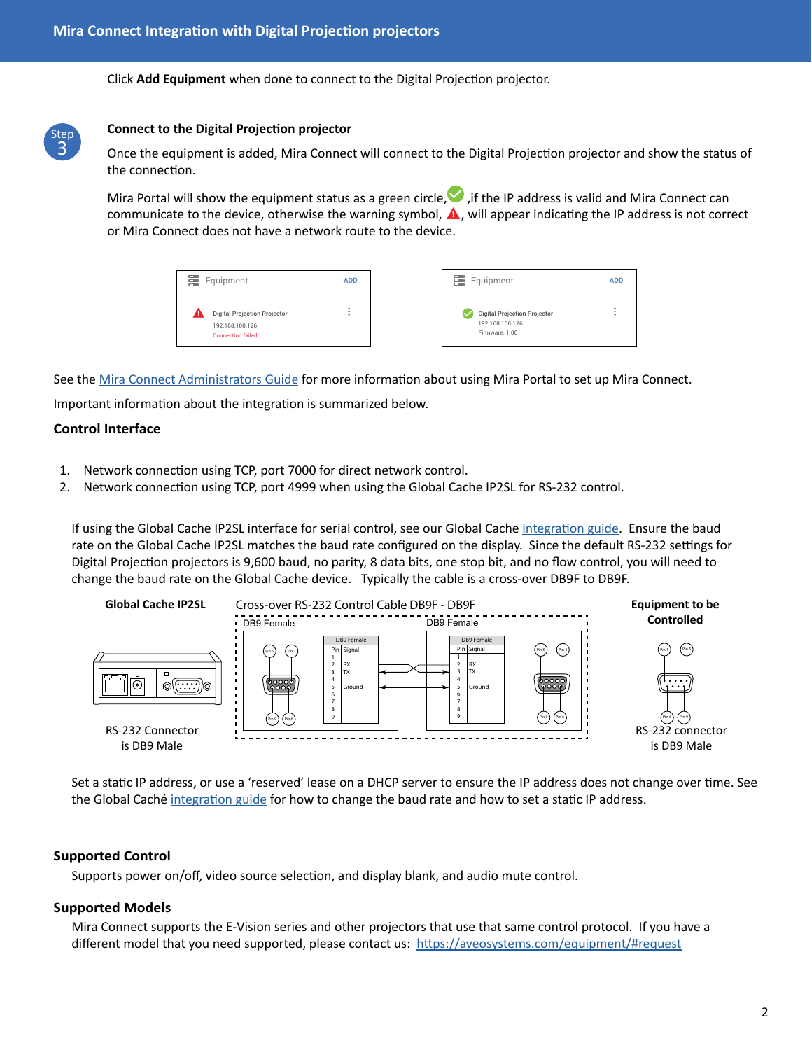Click **Add Equipment** when done to connect to the Digital Projection projector.

### Step 3 — Connect to the Digital Projection projector

Once the equipment is added, Mira Connect will connect to the Digital Projection projector and show the status of the connection.

Mira Portal will show the equipment status as a green circle, ,if the IP address is valid and Mira Connect can communicate to the device, otherwise the warning symbol, , will appear indicating the IP address is not correct or Mira Connect does not have a network route to the device.

See the Mira Connect Administrators Guide for more information about using Mira Portal to set up Mira Connect.

Important information about the integration is summarized below.

## Control Interface

1. Network connection using TCP, port 7000 for direct network control.
2. Network connection using TCP, port 4999 when using the Global Cache IP2SL for RS-232 control.

If using the Global Cache IP2SL interface for serial control, see our Global Cache integration guide. Ensure the baud rate on the Global Cache IP2SL matches the baud rate configured on the display. Since the default RS-232 settings for Digital Projection projectors is 9,600 baud, no parity, 8 data bits, one stop bit, and no flow control, you will need to change the baud rate on the Global Cache device. Typically the cable is a cross-over DB9F to DB9F.

Set a static IP address, or use a 'reserved' lease on a DHCP server to ensure the IP address does not change over time. See the Global Caché integration guide for how to change the baud rate and how to set a static IP address.

## Supported Control

Supports power on/off, video source selection, and display blank, and audio mute control.

## Supported Models

Mira Connect supports the E-Vision series and other projectors that use that same control protocol. If you have a different model that you need supported, please contact us: https://aveosystems.com/equipment/#request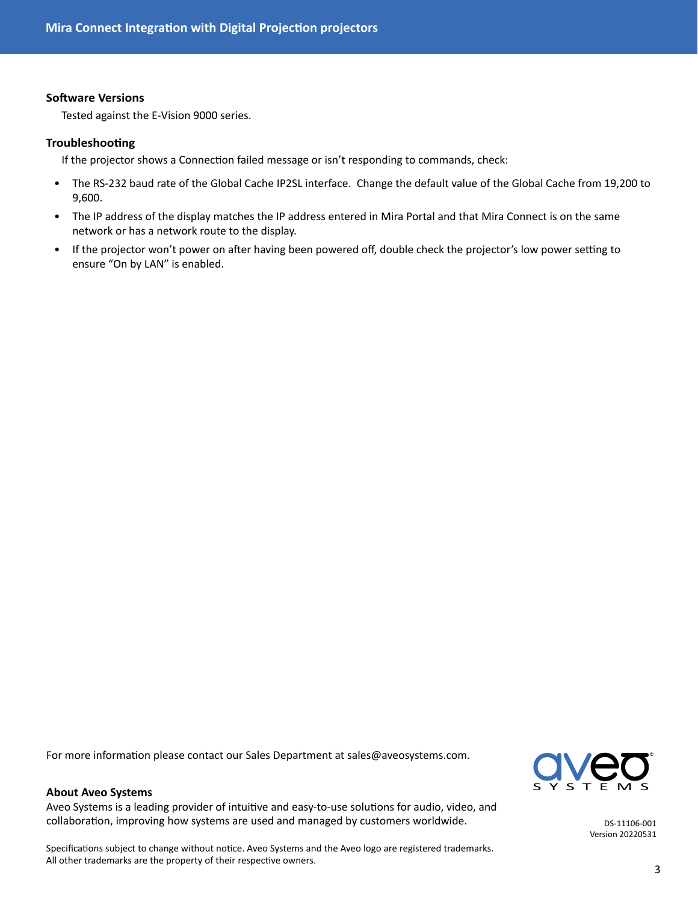### Software Versions

Tested against the E-Vision 9000 series.

### Troubleshooting

If the projector shows a Connection failed message or isn't responding to commands, check:

- The RS-232 baud rate of the Global Cache IP2SL interface. Change the default value of the Global Cache from 19,200 to 9,600.
- The IP address of the display matches the IP address entered in Mira Portal and that Mira Connect is on the same network or has a network route to the display.
- If the projector won't power on after having been powered off, double check the projector's low power setting to ensure "On by LAN" is enabled.

For more information please contact our Sales Department at sales@aveosystems.com.

**About Aveo Systems**

Aveo Systems is a leading provider of intuitive and easy-to-use solutions for audio, video, and collaboration, improving how systems are used and managed by customers worldwide.

DS-11106-001
Version 20220531

Specifications subject to change without notice. Aveo Systems and the Aveo logo are registered trademarks. All other trademarks are the property of their respective owners.